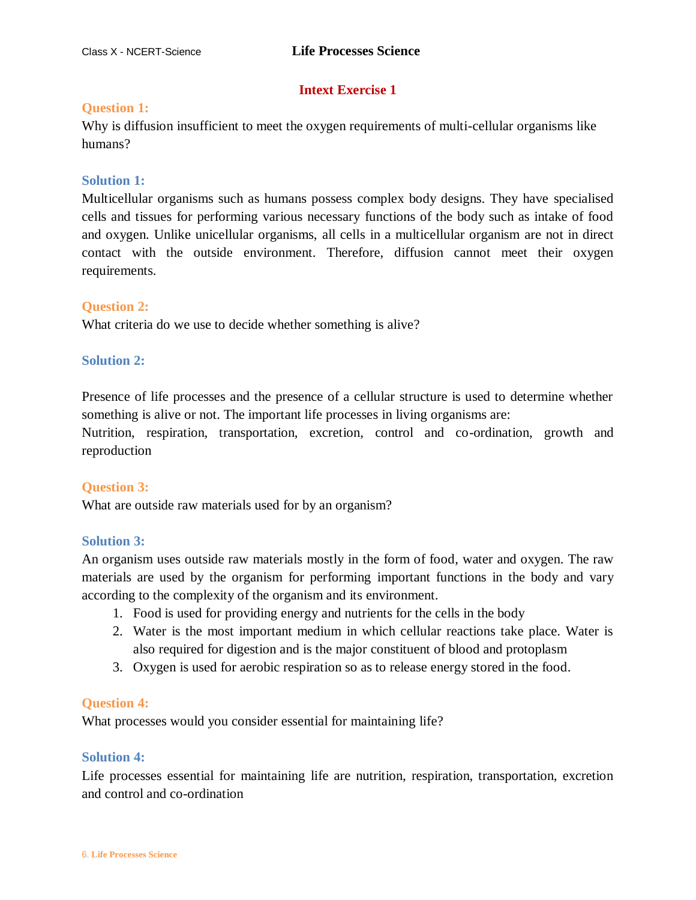## Intext Exercise 1

**Question 1:**

Why is diffusion insufficient to meet the oxygen requirements of multi-cellular organisms like humans?

**Solution 1:**

Multicellular organisms such as humans possess complex body designs. They have specialised cells and tissues for performing various necessary functions of the body such as intake of food and oxygen. Unlike unicellular organisms, all cells in a multicellular organism are not in direct contact with the outside environment. Therefore, diffusion cannot meet their oxygen requirements.

**Question 2:**

What criteria do we use to decide whether something is alive?

**Solution 2:**

Presence of life processes and the presence of a cellular structure is used to determine whether something is alive or not. The important life processes in living organisms are:
Nutrition, respiration, transportation, excretion, control and co-ordination, growth and reproduction

**Question 3:**

What are outside raw materials used for by an organism?

**Solution 3:**

An organism uses outside raw materials mostly in the form of food, water and oxygen. The raw materials are used by the organism for performing important functions in the body and vary according to the complexity of the organism and its environment.

1. Food is used for providing energy and nutrients for the cells in the body
2. Water is the most important medium in which cellular reactions take place. Water is also required for digestion and is the major constituent of blood and protoplasm
3. Oxygen is used for aerobic respiration so as to release energy stored in the food.

**Question 4:**

What processes would you consider essential for maintaining life?

**Solution 4:**

Life processes essential for maintaining life are nutrition, respiration, transportation, excretion and control and co-ordination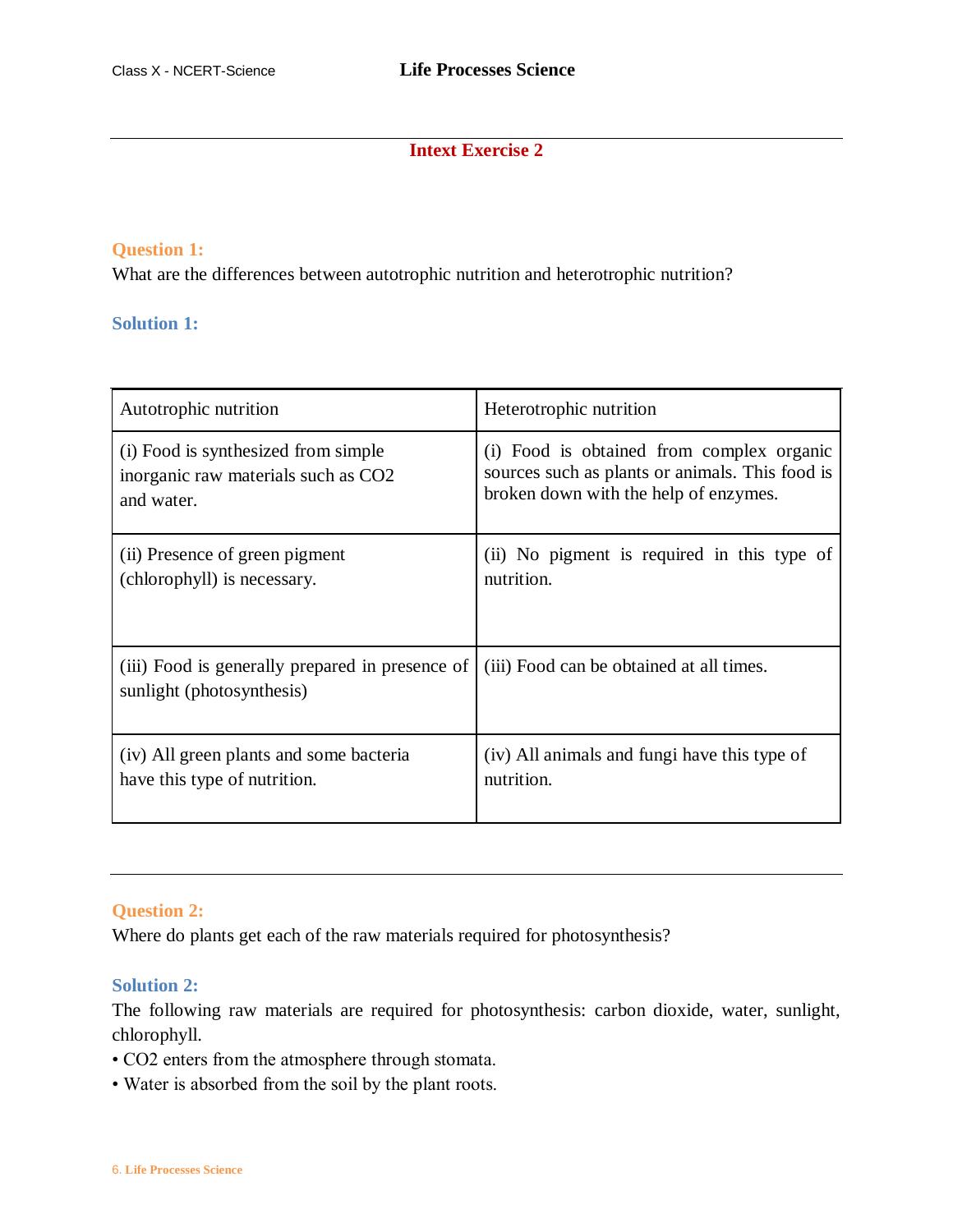## Intext Exercise 2

**Question 1:**

What are the differences between autotrophic nutrition and heterotrophic nutrition?

**Solution 1:**

| Autotrophic nutrition | Heterotrophic nutrition |
|---|---|
| (i) Food is synthesized from simple inorganic raw materials such as $CO_2$ and water. | (i) Food is obtained from complex organic sources such as plants or animals. This food is broken down with the help of enzymes. |
| (ii) Presence of green pigment (chlorophyll) is necessary. | (ii) No pigment is required in this type of nutrition. |
| (iii) Food is generally prepared in presence of sunlight (photosynthesis) | (iii) Food can be obtained at all times. |
| (iv) All green plants and some bacteria have this type of nutrition. | (iv) All animals and fungi have this type of nutrition. |

**Question 2:**

Where do plants get each of the raw materials required for photosynthesis?

**Solution 2:**

The following raw materials are required for photosynthesis: carbon dioxide, water, sunlight, chlorophyll.

- $CO_2$ enters from the atmosphere through stomata.
- Water is absorbed from the soil by the plant roots.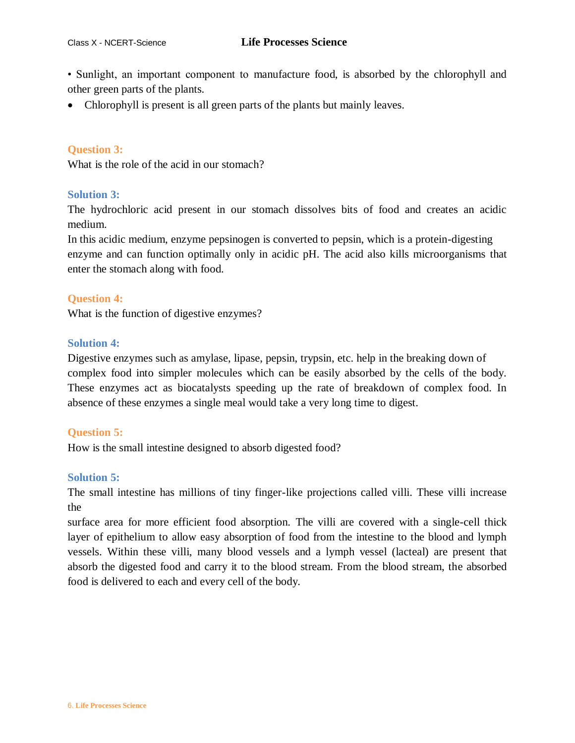• Sunlight, an important component to manufacture food, is absorbed by the chlorophyll and other green parts of the plants.

- Chlorophyll is present is all green parts of the plants but mainly leaves.

**Question 3:**

What is the role of the acid in our stomach?

**Solution 3:**

The hydrochloric acid present in our stomach dissolves bits of food and creates an acidic medium.

In this acidic medium, enzyme pepsinogen is converted to pepsin, which is a protein-digesting enzyme and can function optimally only in acidic pH. The acid also kills microorganisms that enter the stomach along with food.

**Question 4:**

What is the function of digestive enzymes?

**Solution 4:**

Digestive enzymes such as amylase, lipase, pepsin, trypsin, etc. help in the breaking down of complex food into simpler molecules which can be easily absorbed by the cells of the body. These enzymes act as biocatalysts speeding up the rate of breakdown of complex food. In absence of these enzymes a single meal would take a very long time to digest.

**Question 5:**

How is the small intestine designed to absorb digested food?

**Solution 5:**

The small intestine has millions of tiny finger-like projections called villi. These villi increase the surface area for more efficient food absorption. The villi are covered with a single-cell thick layer of epithelium to allow easy absorption of food from the intestine to the blood and lymph vessels. Within these villi, many blood vessels and a lymph vessel (lacteal) are present that absorb the digested food and carry it to the blood stream. From the blood stream, the absorbed food is delivered to each and every cell of the body.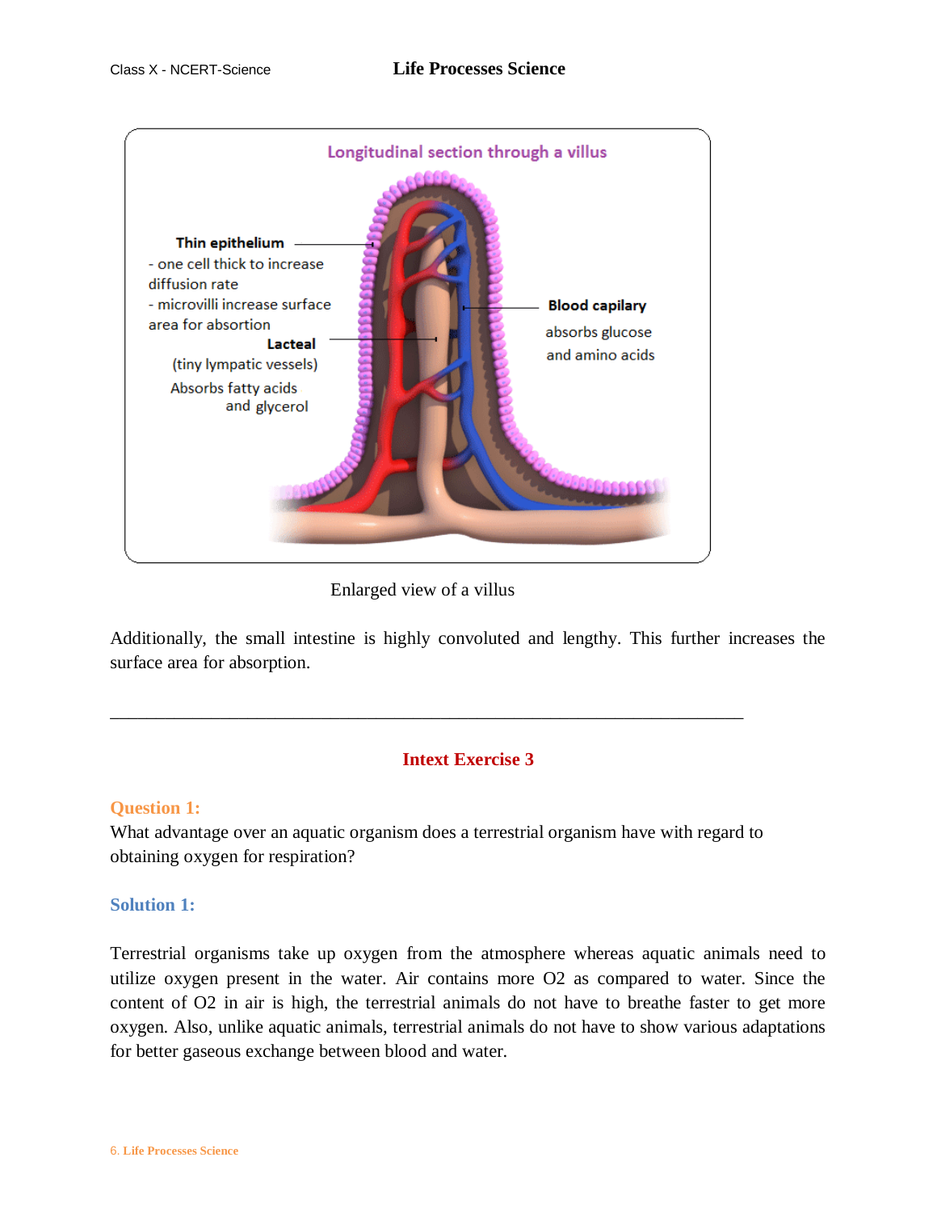Enlarged view of a villus

Additionally, the small intestine is highly convoluted and lengthy. This further increases the surface area for absorption.

---

## Intext Exercise 3

### Question 1:

What advantage over an aquatic organism does a terrestrial organism have with regard to obtaining oxygen for respiration?

### Solution 1:

Terrestrial organisms take up oxygen from the atmosphere whereas aquatic animals need to utilize oxygen present in the water. Air contains more $O_2$ as compared to water. Since the content of $O_2$ in air is high, the terrestrial animals do not have to breathe faster to get more oxygen. Also, unlike aquatic animals, terrestrial animals do not have to show various adaptations for better gaseous exchange between blood and water.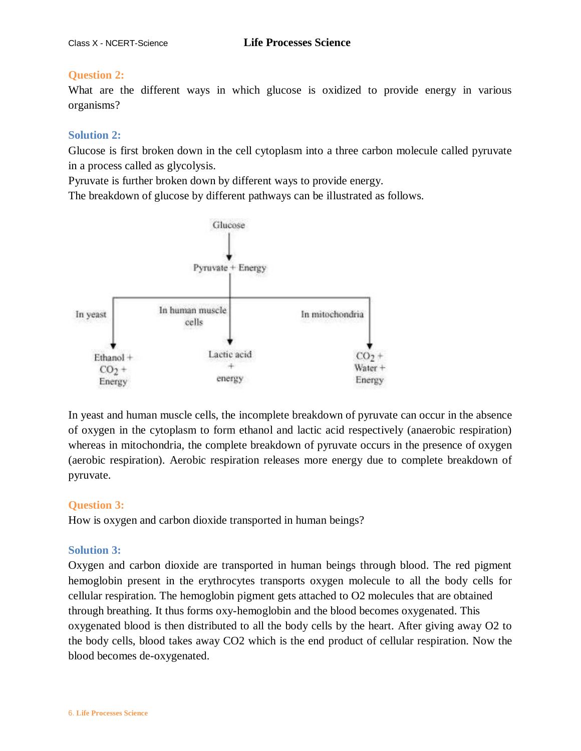**Question 2:**

What are the different ways in which glucose is oxidized to provide energy in various organisms?

**Solution 2:**

Glucose is first broken down in the cell cytoplasm into a three carbon molecule called pyruvate in a process called as glycolysis.

Pyruvate is further broken down by different ways to provide energy.

The breakdown of glucose by different pathways can be illustrated as follows.

Glucose → Pyruvate + Energy

- In yeast → Ethanol + $CO_2$ + Energy
- In human muscle cells → Lactic acid + energy
- In mitochondria → $CO_2$ + Water + Energy

In yeast and human muscle cells, the incomplete breakdown of pyruvate can occur in the absence of oxygen in the cytoplasm to form ethanol and lactic acid respectively (anaerobic respiration) whereas in mitochondria, the complete breakdown of pyruvate occurs in the presence of oxygen (aerobic respiration). Aerobic respiration releases more energy due to complete breakdown of pyruvate.

**Question 3:**

How is oxygen and carbon dioxide transported in human beings?

**Solution 3:**

Oxygen and carbon dioxide are transported in human beings through blood. The red pigment hemoglobin present in the erythrocytes transports oxygen molecule to all the body cells for cellular respiration. The hemoglobin pigment gets attached to $O_2$ molecules that are obtained through breathing. It thus forms oxy-hemoglobin and the blood becomes oxygenated. This oxygenated blood is then distributed to all the body cells by the heart. After giving away $O_2$ to the body cells, blood takes away $CO_2$ which is the end product of cellular respiration. Now the blood becomes de-oxygenated.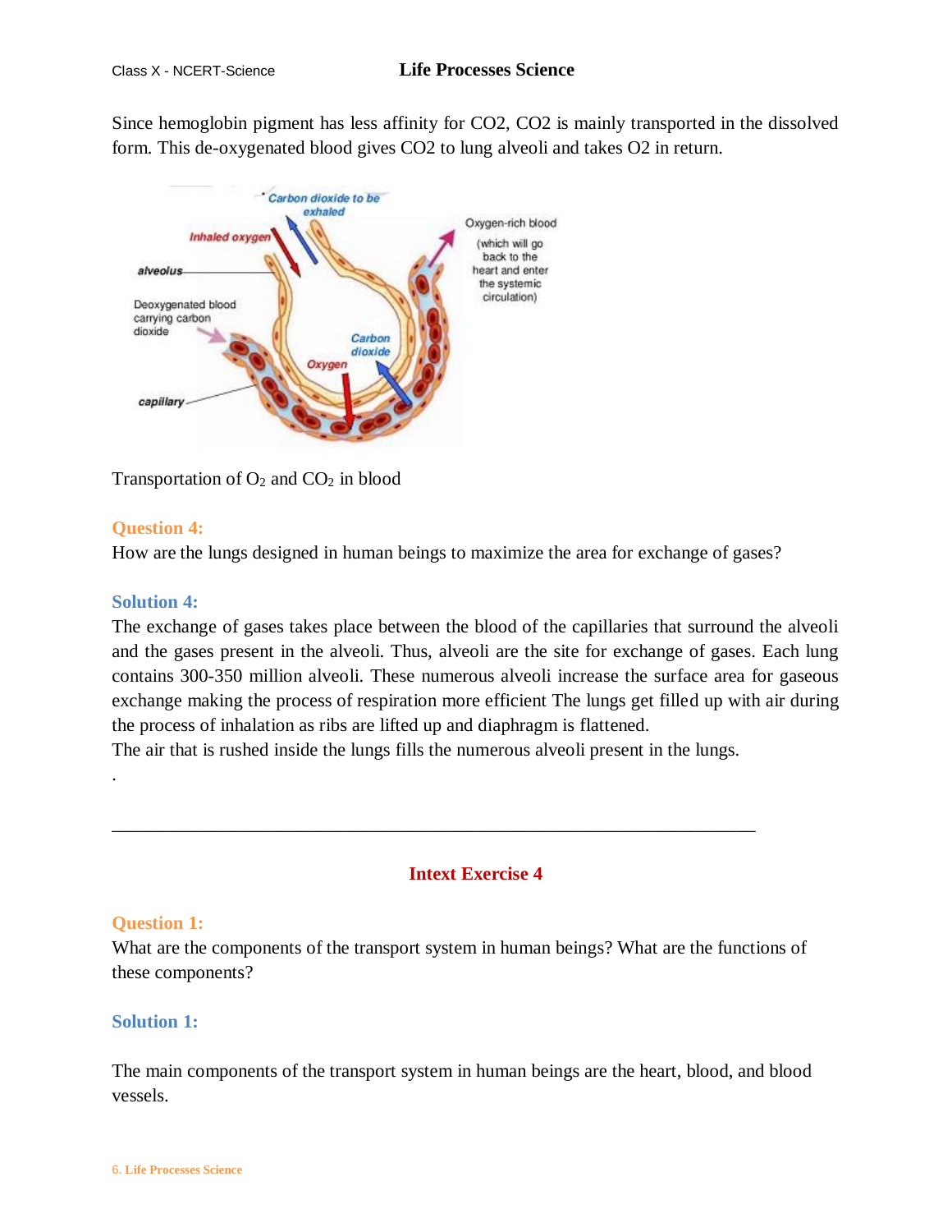Since hemoglobin pigment has less affinity for $CO_2$, $CO_2$ is mainly transported in the dissolved form. This de-oxygenated blood gives $CO_2$ to lung alveoli and takes $O_2$ in return.

Transportation of $O_2$ and $CO_2$ in blood

**Question 4:**

How are the lungs designed in human beings to maximize the area for exchange of gases?

**Solution 4:**

The exchange of gases takes place between the blood of the capillaries that surround the alveoli and the gases present in the alveoli. Thus, alveoli are the site for exchange of gases. Each lung contains 300-350 million alveoli. These numerous alveoli increase the surface area for gaseous exchange making the process of respiration more efficient The lungs get filled up with air during the process of inhalation as ribs are lifted up and diaphragm is flattened.

The air that is rushed inside the lungs fills the numerous alveoli present in the lungs.

.

---

## Intext Exercise 4

**Question 1:**

What are the components of the transport system in human beings? What are the functions of these components?

**Solution 1:**

The main components of the transport system in human beings are the heart, blood, and blood vessels.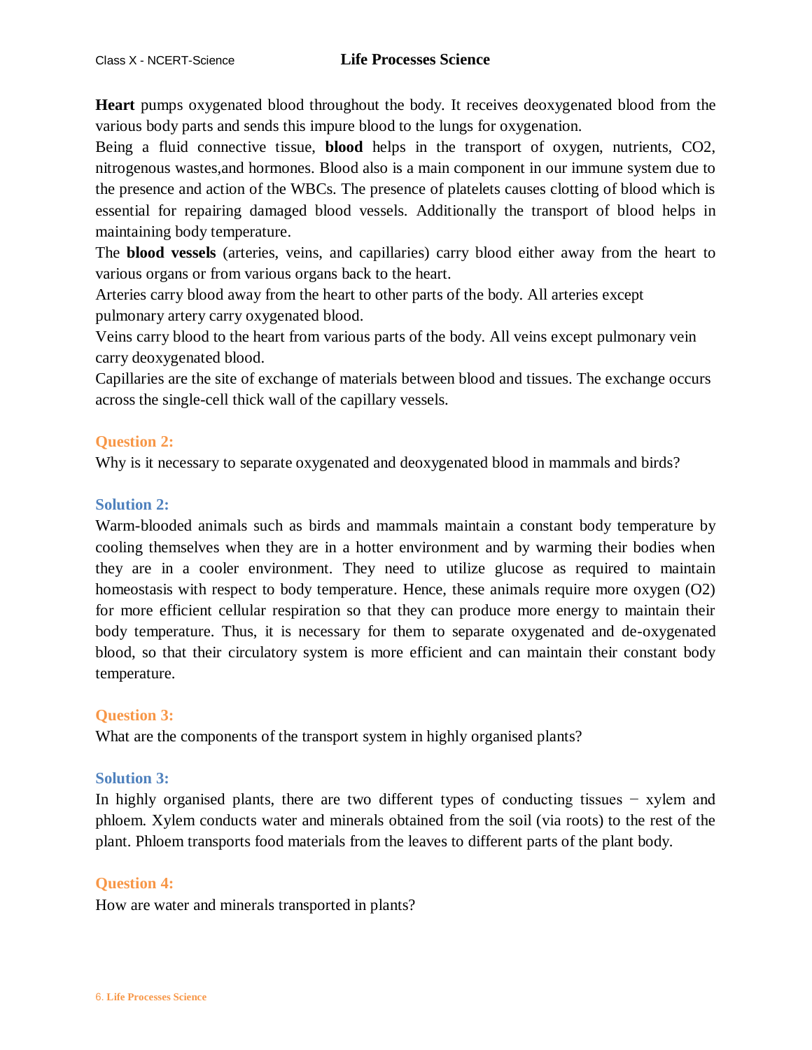**Heart** pumps oxygenated blood throughout the body. It receives deoxygenated blood from the various body parts and sends this impure blood to the lungs for oxygenation.

Being a fluid connective tissue, **blood** helps in the transport of oxygen, nutrients, $CO_2$, nitrogenous wastes,and hormones. Blood also is a main component in our immune system due to the presence and action of the WBCs. The presence of platelets causes clotting of blood which is essential for repairing damaged blood vessels. Additionally the transport of blood helps in maintaining body temperature.

The **blood vessels** (arteries, veins, and capillaries) carry blood either away from the heart to various organs or from various organs back to the heart.

Arteries carry blood away from the heart to other parts of the body. All arteries except pulmonary artery carry oxygenated blood.

Veins carry blood to the heart from various parts of the body. All veins except pulmonary vein carry deoxygenated blood.

Capillaries are the site of exchange of materials between blood and tissues. The exchange occurs across the single-cell thick wall of the capillary vessels.

### Question 2:

Why is it necessary to separate oxygenated and deoxygenated blood in mammals and birds?

### Solution 2:

Warm-blooded animals such as birds and mammals maintain a constant body temperature by cooling themselves when they are in a hotter environment and by warming their bodies when they are in a cooler environment. They need to utilize glucose as required to maintain homeostasis with respect to body temperature. Hence, these animals require more oxygen ($O_2$) for more efficient cellular respiration so that they can produce more energy to maintain their body temperature. Thus, it is necessary for them to separate oxygenated and de-oxygenated blood, so that their circulatory system is more efficient and can maintain their constant body temperature.

### Question 3:

What are the components of the transport system in highly organised plants?

### Solution 3:

In highly organised plants, there are two different types of conducting tissues − xylem and phloem. Xylem conducts water and minerals obtained from the soil (via roots) to the rest of the plant. Phloem transports food materials from the leaves to different parts of the plant body.

### Question 4:

How are water and minerals transported in plants?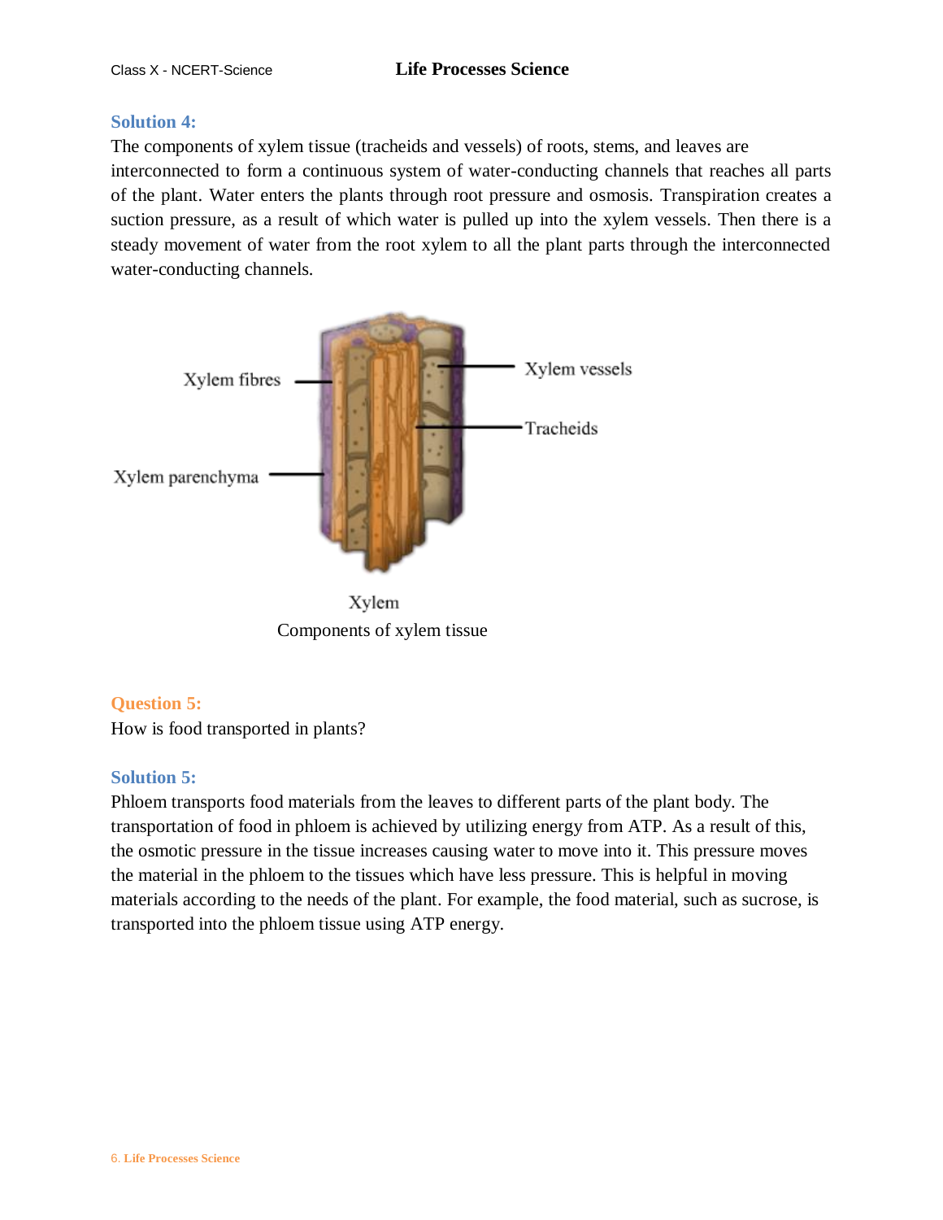### Solution 4:

The components of xylem tissue (tracheids and vessels) of roots, stems, and leaves are interconnected to form a continuous system of water-conducting channels that reaches all parts of the plant. Water enters the plants through root pressure and osmosis. Transpiration creates a suction pressure, as a result of which water is pulled up into the xylem vessels. Then there is a steady movement of water from the root xylem to all the plant parts through the interconnected water-conducting channels.

Xylem fibres

Xylem vessels

Tracheids

Xylem parenchyma

Xylem

Components of xylem tissue

### Question 5:

How is food transported in plants?

### Solution 5:

Phloem transports food materials from the leaves to different parts of the plant body. The transportation of food in phloem is achieved by utilizing energy from ATP. As a result of this, the osmotic pressure in the tissue increases causing water to move into it. This pressure moves the material in the phloem to the tissues which have less pressure. This is helpful in moving materials according to the needs of the plant. For example, the food material, such as sucrose, is transported into the phloem tissue using ATP energy.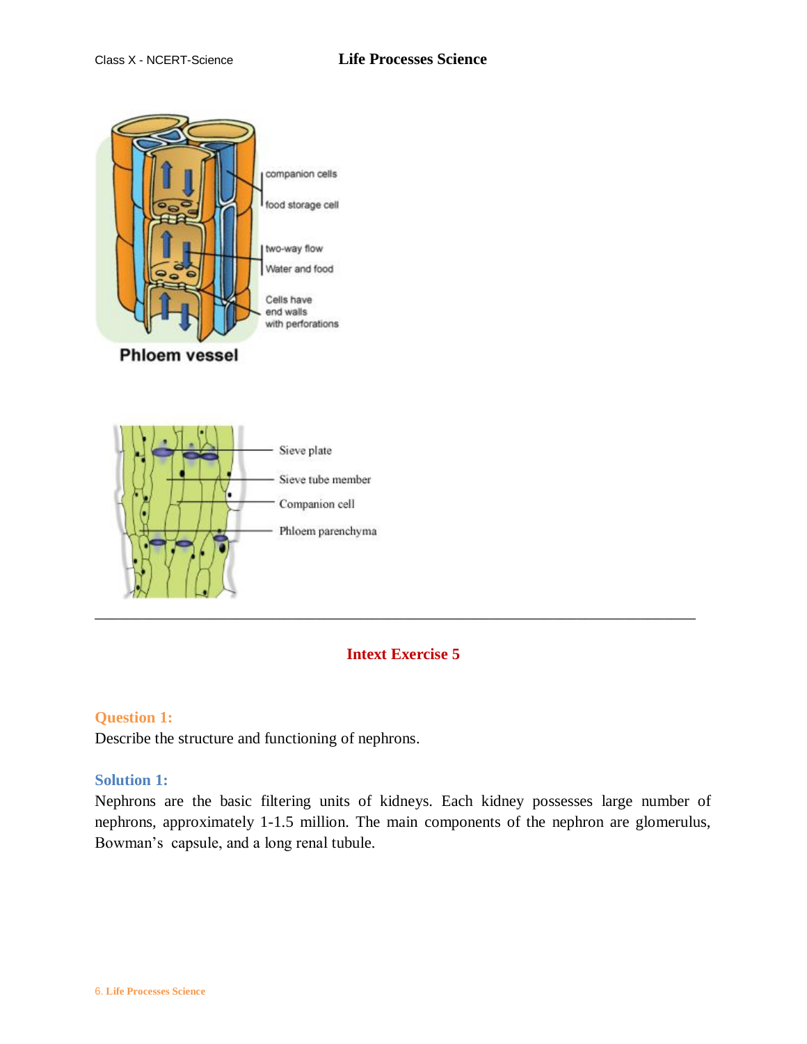Phloem vessel

---

## Intext Exercise 5

**Question 1:**

Describe the structure and functioning of nephrons.

**Solution 1:**

Nephrons are the basic filtering units of kidneys. Each kidney possesses large number of nephrons, approximately 1-1.5 million. The main components of the nephron are glomerulus, Bowman's capsule, and a long renal tubule.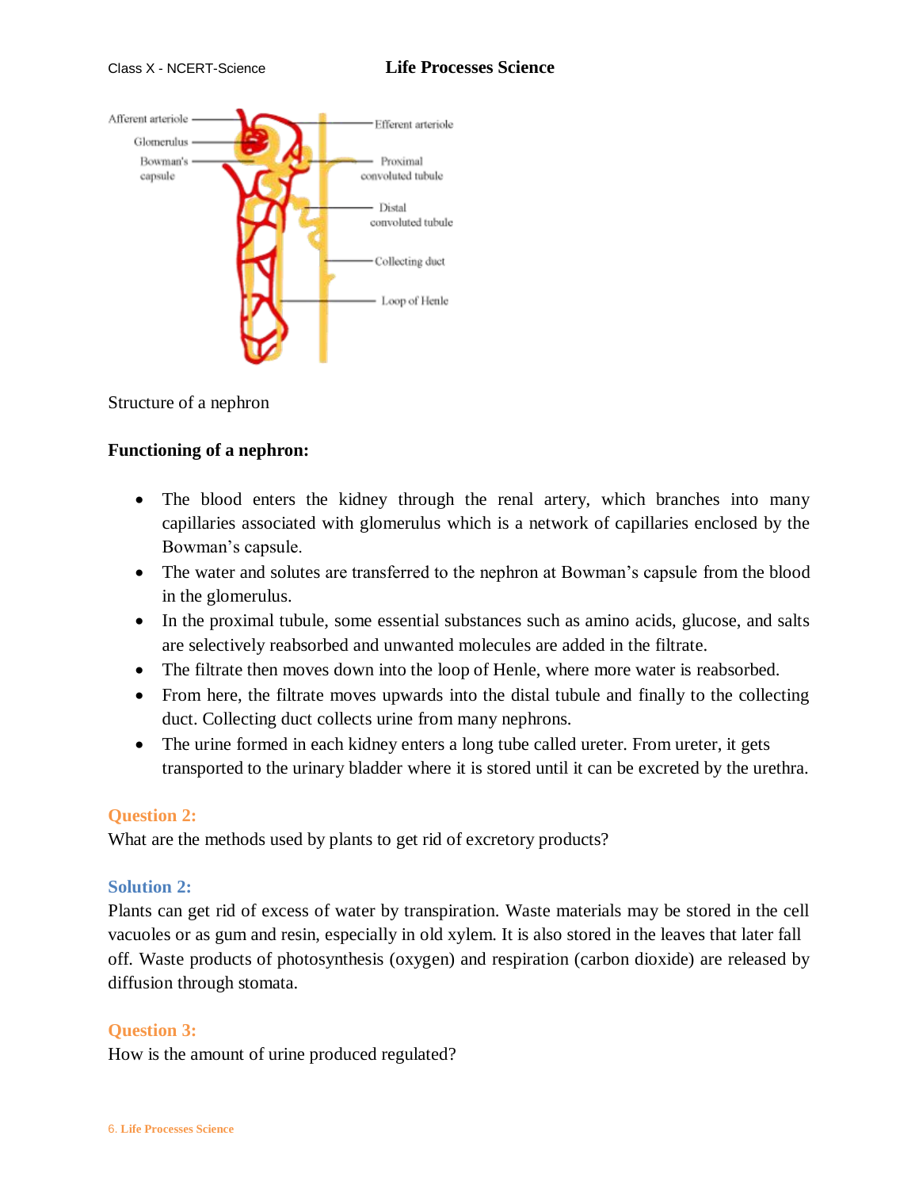Structure of a nephron

**Functioning of a nephron:**

- The blood enters the kidney through the renal artery, which branches into many capillaries associated with glomerulus which is a network of capillaries enclosed by the Bowman's capsule.
- The water and solutes are transferred to the nephron at Bowman's capsule from the blood in the glomerulus.
- In the proximal tubule, some essential substances such as amino acids, glucose, and salts are selectively reabsorbed and unwanted molecules are added in the filtrate.
- The filtrate then moves down into the loop of Henle, where more water is reabsorbed.
- From here, the filtrate moves upwards into the distal tubule and finally to the collecting duct. Collecting duct collects urine from many nephrons.
- The urine formed in each kidney enters a long tube called ureter. From ureter, it gets transported to the urinary bladder where it is stored until it can be excreted by the urethra.

**Question 2:**

What are the methods used by plants to get rid of excretory products?

**Solution 2:**

Plants can get rid of excess of water by transpiration. Waste materials may be stored in the cell vacuoles or as gum and resin, especially in old xylem. It is also stored in the leaves that later fall off. Waste products of photosynthesis (oxygen) and respiration (carbon dioxide) are released by diffusion through stomata.

**Question 3:**

How is the amount of urine produced regulated?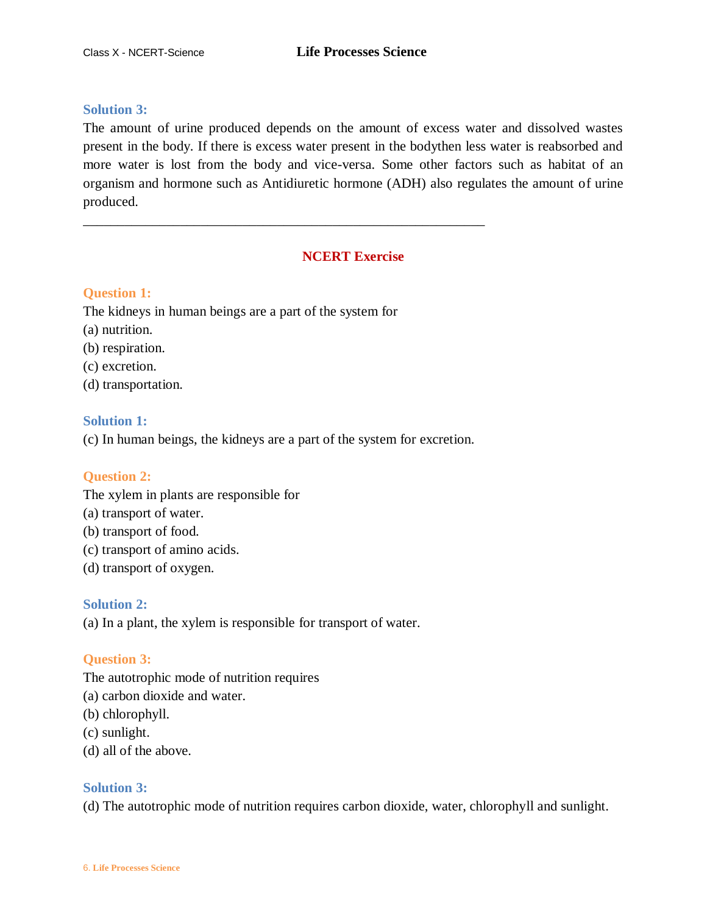**Solution 3:**

The amount of urine produced depends on the amount of excess water and dissolved wastes present in the body. If there is excess water present in the bodythen less water is reabsorbed and more water is lost from the body and vice-versa. Some other factors such as habitat of an organism and hormone such as Antidiuretic hormone (ADH) also regulates the amount of urine produced.

---

## NCERT Exercise

**Question 1:**

The kidneys in human beings are a part of the system for

(a) nutrition.

(b) respiration.

(c) excretion.

(d) transportation.

**Solution 1:**

(c) In human beings, the kidneys are a part of the system for excretion.

**Question 2:**

The xylem in plants are responsible for

(a) transport of water.

(b) transport of food.

(c) transport of amino acids.

(d) transport of oxygen.

**Solution 2:**

(a) In a plant, the xylem is responsible for transport of water.

**Question 3:**

The autotrophic mode of nutrition requires

(a) carbon dioxide and water.

(b) chlorophyll.

(c) sunlight.

(d) all of the above.

**Solution 3:**

(d) The autotrophic mode of nutrition requires carbon dioxide, water, chlorophyll and sunlight.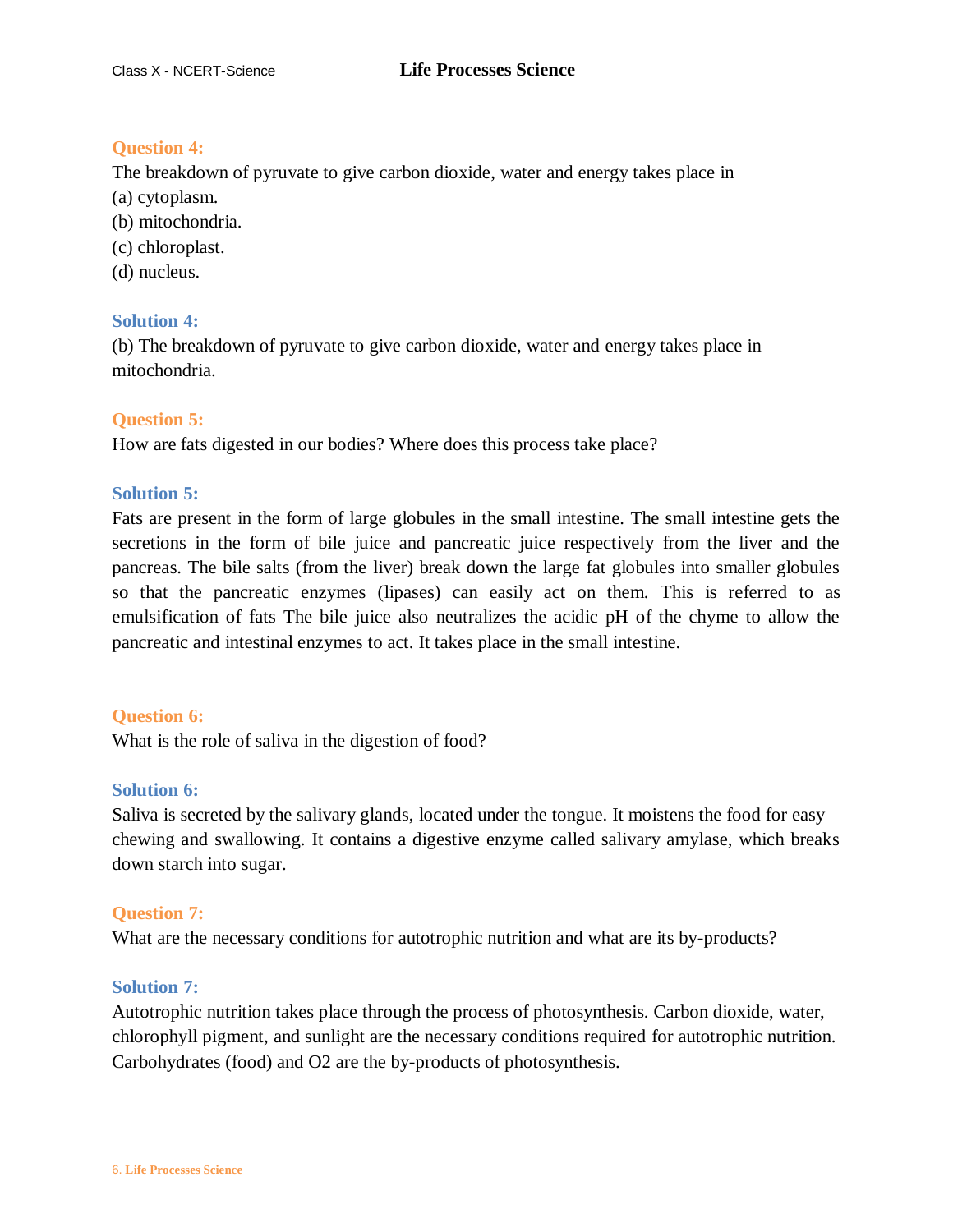**Question 4:**

The breakdown of pyruvate to give carbon dioxide, water and energy takes place in

(a) cytoplasm.

(b) mitochondria.

(c) chloroplast.

(d) nucleus.

**Solution 4:**

(b) The breakdown of pyruvate to give carbon dioxide, water and energy takes place in mitochondria.

**Question 5:**

How are fats digested in our bodies? Where does this process take place?

**Solution 5:**

Fats are present in the form of large globules in the small intestine. The small intestine gets the secretions in the form of bile juice and pancreatic juice respectively from the liver and the pancreas. The bile salts (from the liver) break down the large fat globules into smaller globules so that the pancreatic enzymes (lipases) can easily act on them. This is referred to as emulsification of fats The bile juice also neutralizes the acidic pH of the chyme to allow the pancreatic and intestinal enzymes to act. It takes place in the small intestine.

**Question 6:**

What is the role of saliva in the digestion of food?

**Solution 6:**

Saliva is secreted by the salivary glands, located under the tongue. It moistens the food for easy chewing and swallowing. It contains a digestive enzyme called salivary amylase, which breaks down starch into sugar.

**Question 7:**

What are the necessary conditions for autotrophic nutrition and what are its by-products?

**Solution 7:**

Autotrophic nutrition takes place through the process of photosynthesis. Carbon dioxide, water, chlorophyll pigment, and sunlight are the necessary conditions required for autotrophic nutrition. Carbohydrates (food) and $O_2$ are the by-products of photosynthesis.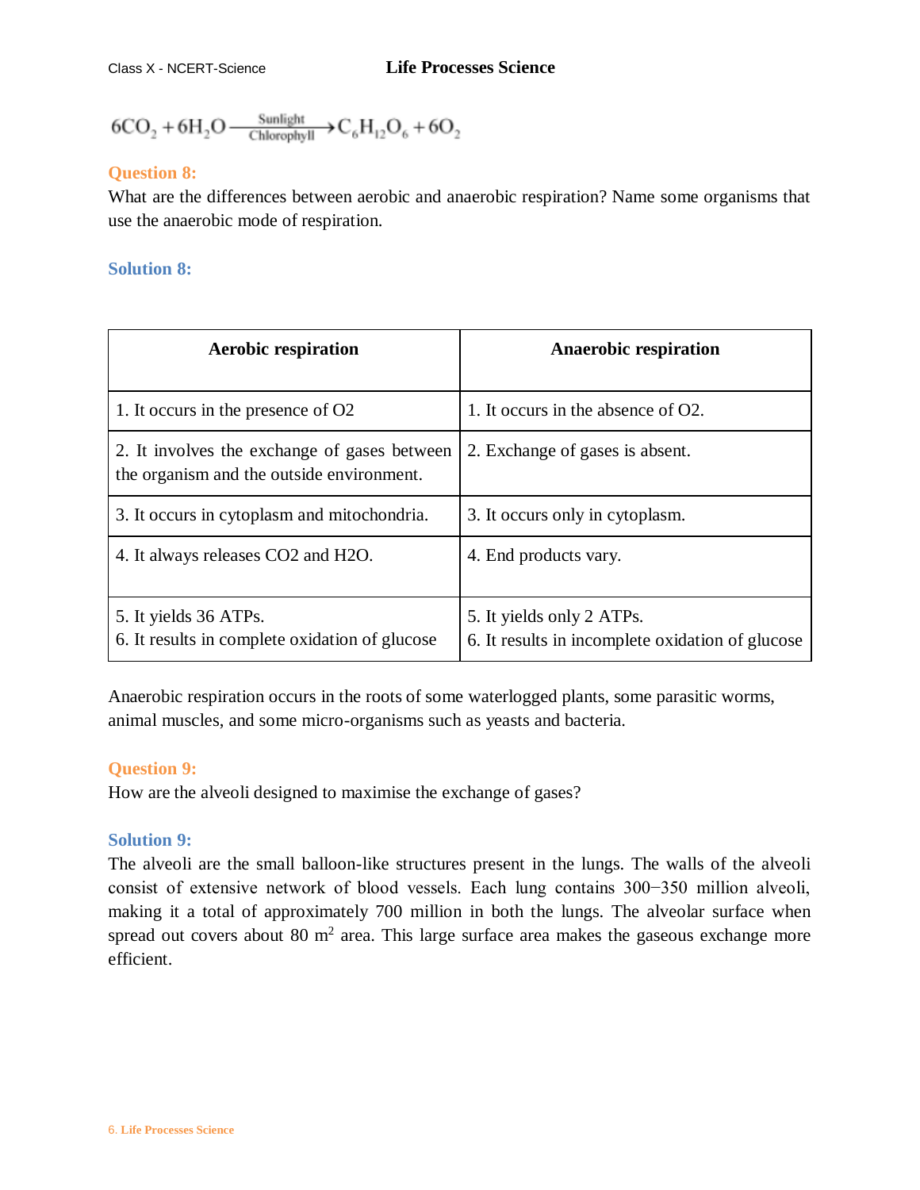$$6CO_2 + 6H_2O \xrightarrow[\text{Chlorophyll}]{\text{Sunlight}} C_6H_{12}O_6 + 6O_2$$

**Question 8:**

What are the differences between aerobic and anaerobic respiration? Name some organisms that use the anaerobic mode of respiration.

**Solution 8:**

| Aerobic respiration | Anaerobic respiration |
|---|---|
| 1. It occurs in the presence of O2 | 1. It occurs in the absence of O2. |
| 2. It involves the exchange of gases between the organism and the outside environment. | 2. Exchange of gases is absent. |
| 3. It occurs in cytoplasm and mitochondria. | 3. It occurs only in cytoplasm. |
| 4. It always releases CO2 and H2O. | 4. End products vary. |
| 5. It yields 36 ATPs.<br>6. It results in complete oxidation of glucose | 5. It yields only 2 ATPs.<br>6. It results in incomplete oxidation of glucose |

Anaerobic respiration occurs in the roots of some waterlogged plants, some parasitic worms, animal muscles, and some micro-organisms such as yeasts and bacteria.

**Question 9:**

How are the alveoli designed to maximise the exchange of gases?

**Solution 9:**

The alveoli are the small balloon-like structures present in the lungs. The walls of the alveoli consist of extensive network of blood vessels. Each lung contains 300−350 million alveoli, making it a total of approximately 700 million in both the lungs. The alveolar surface when spread out covers about 80 $m^2$ area. This large surface area makes the gaseous exchange more efficient.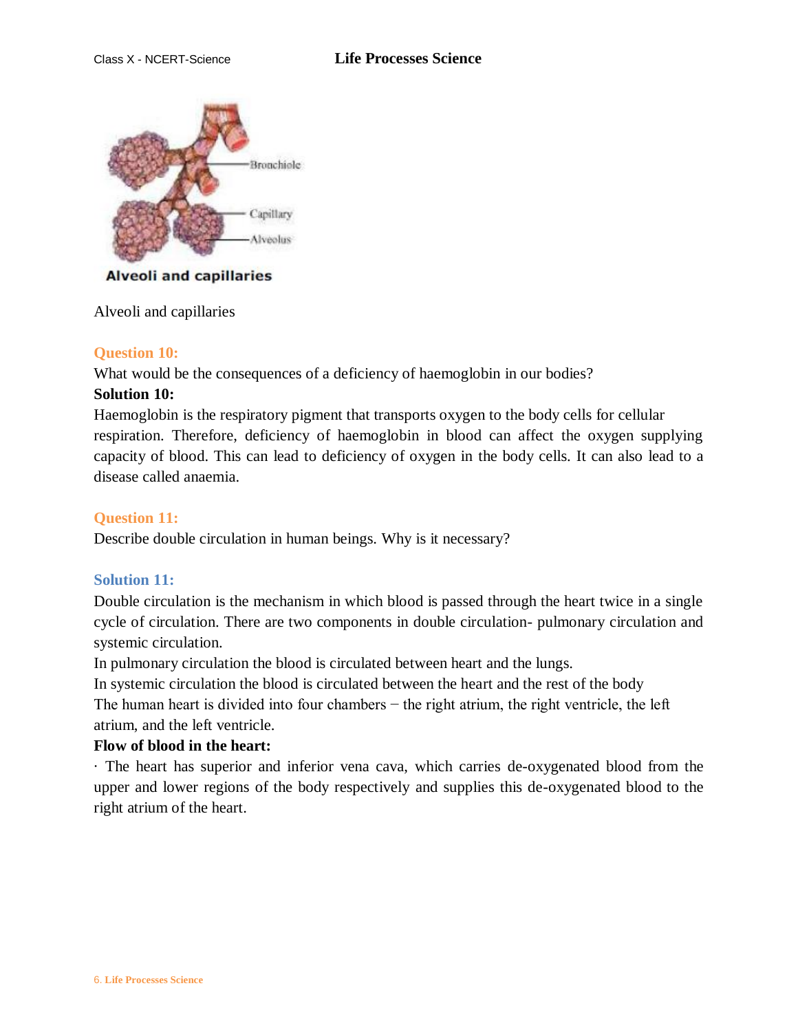Bronchiole

Capillary

Alveolus

**Alveoli and capillaries**

Alveoli and capillaries

### Question 10:

What would be the consequences of a deficiency of haemoglobin in our bodies?

**Solution 10:**

Haemoglobin is the respiratory pigment that transports oxygen to the body cells for cellular respiration. Therefore, deficiency of haemoglobin in blood can affect the oxygen supplying capacity of blood. This can lead to deficiency of oxygen in the body cells. It can also lead to a disease called anaemia.

### Question 11:

Describe double circulation in human beings. Why is it necessary?

### Solution 11:

Double circulation is the mechanism in which blood is passed through the heart twice in a single cycle of circulation. There are two components in double circulation- pulmonary circulation and systemic circulation.

In pulmonary circulation the blood is circulated between heart and the lungs.

In systemic circulation the blood is circulated between the heart and the rest of the body

The human heart is divided into four chambers − the right atrium, the right ventricle, the left atrium, and the left ventricle.

**Flow of blood in the heart:**

· The heart has superior and inferior vena cava, which carries de-oxygenated blood from the upper and lower regions of the body respectively and supplies this de-oxygenated blood to the right atrium of the heart.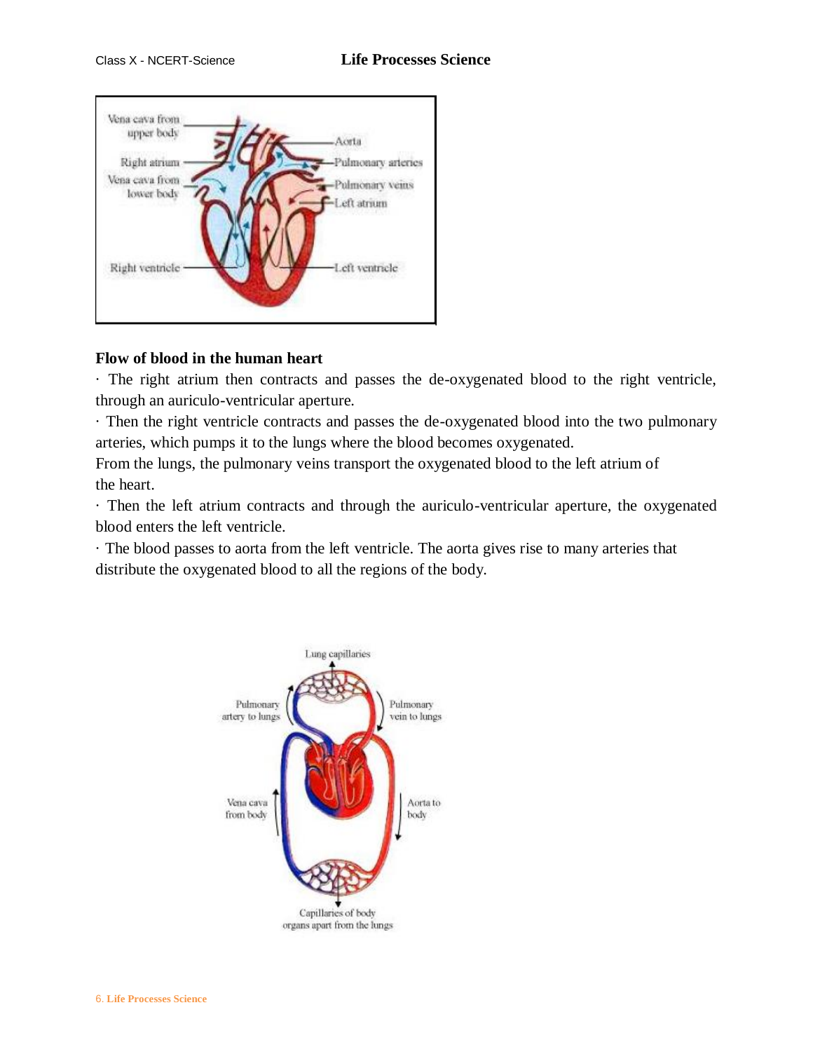**Flow of blood in the human heart**

· The right atrium then contracts and passes the de-oxygenated blood to the right ventricle, through an auriculo-ventricular aperture.

· Then the right ventricle contracts and passes the de-oxygenated blood into the two pulmonary arteries, which pumps it to the lungs where the blood becomes oxygenated.

From the lungs, the pulmonary veins transport the oxygenated blood to the left atrium of the heart.

· Then the left atrium contracts and through the auriculo-ventricular aperture, the oxygenated blood enters the left ventricle.

· The blood passes to aorta from the left ventricle. The aorta gives rise to many arteries that distribute the oxygenated blood to all the regions of the body.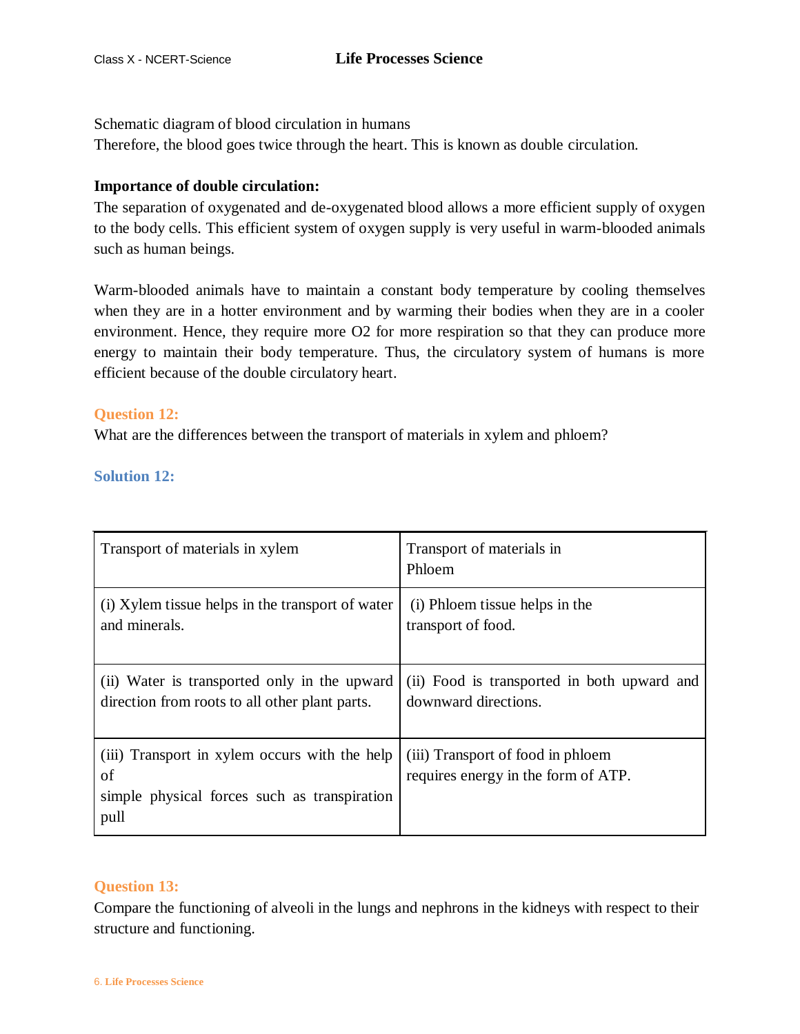Schematic diagram of blood circulation in humans
Therefore, the blood goes twice through the heart. This is known as double circulation.

**Importance of double circulation:**
The separation of oxygenated and de-oxygenated blood allows a more efficient supply of oxygen to the body cells. This efficient system of oxygen supply is very useful in warm-blooded animals such as human beings.

Warm-blooded animals have to maintain a constant body temperature by cooling themselves when they are in a hotter environment and by warming their bodies when they are in a cooler environment. Hence, they require more $O_2$ for more respiration so that they can produce more energy to maintain their body temperature. Thus, the circulatory system of humans is more efficient because of the double circulatory heart.

### Question 12:
What are the differences between the transport of materials in xylem and phloem?

### Solution 12:

| Transport of materials in xylem | Transport of materials in Phloem |
| --- | --- |
| (i) Xylem tissue helps in the transport of water and minerals. | (i) Phloem tissue helps in the transport of food. |
| (ii) Water is transported only in the upward direction from roots to all other plant parts. | (ii) Food is transported in both upward and downward directions. |
| (iii) Transport in xylem occurs with the help of simple physical forces such as transpiration pull | (iii) Transport of food in phloem requires energy in the form of ATP. |

### Question 13:
Compare the functioning of alveoli in the lungs and nephrons in the kidneys with respect to their structure and functioning.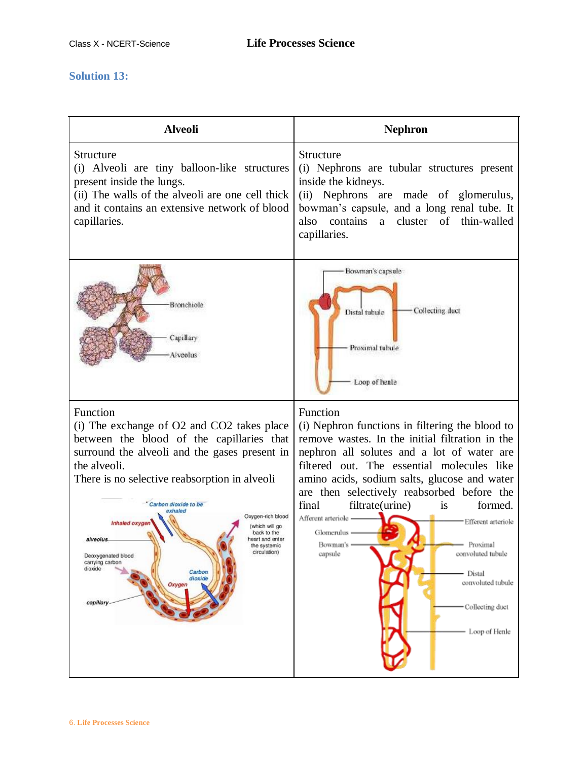## Solution 13:

| Alveoli | Nephron |
| --- | --- |
| Structure<br>(i) Alveoli are tiny balloon-like structures present inside the lungs.<br>(ii) The walls of the alveoli are one cell thick and it contains an extensive network of blood capillaries. | Structure<br>(i) Nephrons are tubular structures present inside the kidneys.<br>(ii) Nephrons are made of glomerulus, bowman's capsule, and a long renal tube. It also contains a cluster of thin-walled capillaries. |
| | |
| Function<br>(i) The exchange of $O_2$ and $CO_2$ takes place between the blood of the capillaries that surround the alveoli and the gases present in the alveoli.<br>There is no selective reabsorption in alveoli | Function<br>(i) Nephron functions in filtering the blood to remove wastes. In the initial filtration in the nephron all solutes and a lot of water are filtered out. The essential molecules like amino acids, sodium salts, glucose and water are then selectively reabsorbed before the final filtrate(urine) is formed. |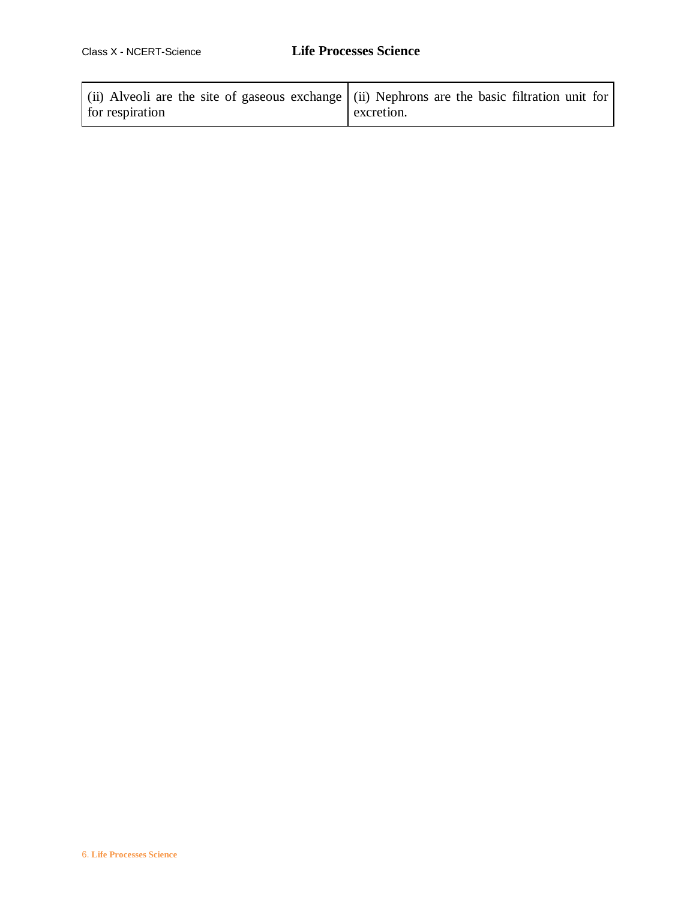| | |
|---|---|
| (ii) Alveoli are the site of gaseous exchange for respiration | (ii) Nephrons are the basic filtration unit for excretion. |